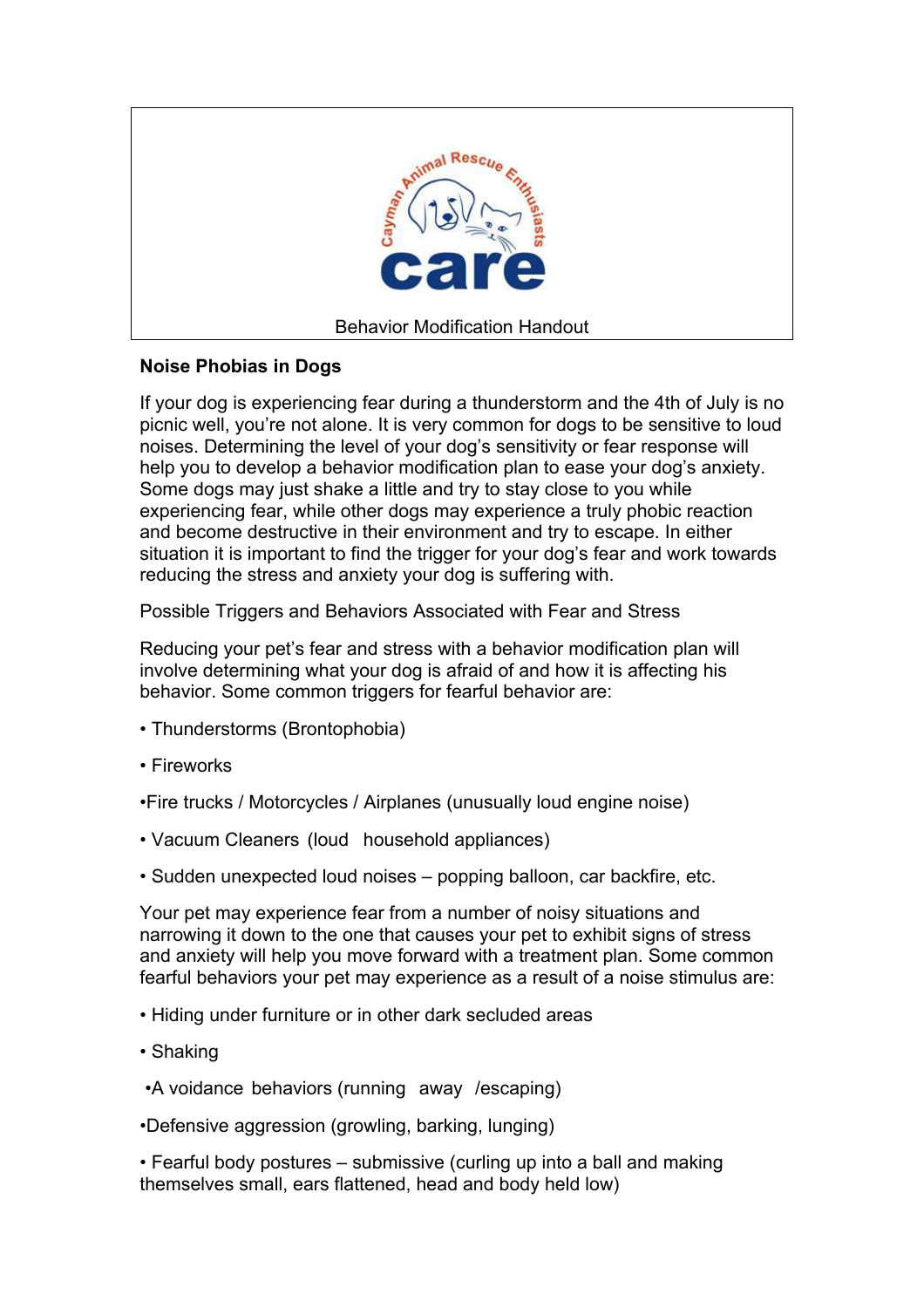Behavior Modification Handout

**Noise Phobias in Dogs**

If your dog is experiencing fear during a thunderstorm and the 4th of July is no picnic well, you're not alone. It is very common for dogs to be sensitive to loud noises. Determining the level of your dog's sensitivity or fear response will help you to develop a behavior modification plan to ease your dog's anxiety. Some dogs may just shake a little and try to stay close to you while experiencing fear, while other dogs may experience a truly phobic reaction and become destructive in their environment and try to escape. In either situation it is important to find the trigger for your dog's fear and work towards reducing the stress and anxiety your dog is suffering with.

Possible Triggers and Behaviors Associated with Fear and Stress

Reducing your pet's fear and stress with a behavior modification plan will involve determining what your dog is afraid of and how it is affecting his behavior. Some common triggers for fearful behavior are:

- Thunderstorms (Brontophobia)
- Fireworks
- Fire trucks / Motorcycles / Airplanes (unusually loud engine noise)
- Vacuum Cleaners (loud household appliances)
- Sudden unexpected loud noises – popping balloon, car backfire, etc.

Your pet may experience fear from a number of noisy situations and narrowing it down to the one that causes your pet to exhibit signs of stress and anxiety will help you move forward with a treatment plan. Some common fearful behaviors your pet may experience as a result of a noise stimulus are:

- Hiding under furniture or in other dark secluded areas
- Shaking
- Avoidance behaviors (running away /escaping)
- Defensive aggression (growling, barking, lunging)
- Fearful body postures – submissive (curling up into a ball and making themselves small, ears flattened, head and body held low)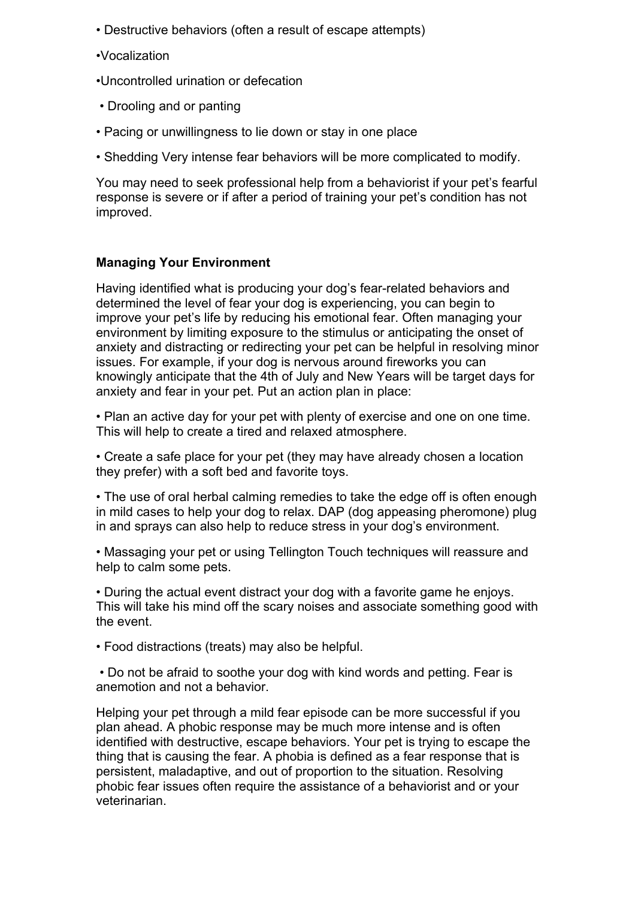- Destructive behaviors (often a result of escape attempts)
- Vocalization
- Uncontrolled urination or defecation
- Drooling and or panting
- Pacing or unwillingness to lie down or stay in one place
- Shedding Very intense fear behaviors will be more complicated to modify.

You may need to seek professional help from a behaviorist if your pet's fearful response is severe or if after a period of training your pet's condition has not improved.

**Managing Your Environment**

Having identified what is producing your dog's fear-related behaviors and determined the level of fear your dog is experiencing, you can begin to improve your pet's life by reducing his emotional fear. Often managing your environment by limiting exposure to the stimulus or anticipating the onset of anxiety and distracting or redirecting your pet can be helpful in resolving minor issues. For example, if your dog is nervous around fireworks you can knowingly anticipate that the 4th of July and New Years will be target days for anxiety and fear in your pet. Put an action plan in place:

- Plan an active day for your pet with plenty of exercise and one on one time. This will help to create a tired and relaxed atmosphere.
- Create a safe place for your pet (they may have already chosen a location they prefer) with a soft bed and favorite toys.
- The use of oral herbal calming remedies to take the edge off is often enough in mild cases to help your dog to relax. DAP (dog appeasing pheromone) plug in and sprays can also help to reduce stress in your dog's environment.
- Massaging your pet or using Tellington Touch techniques will reassure and help to calm some pets.
- During the actual event distract your dog with a favorite game he enjoys. This will take his mind off the scary noises and associate something good with the event.
- Food distractions (treats) may also be helpful.
- Do not be afraid to soothe your dog with kind words and petting. Fear is anemotion and not a behavior.

Helping your pet through a mild fear episode can be more successful if you plan ahead. A phobic response may be much more intense and is often identified with destructive, escape behaviors. Your pet is trying to escape the thing that is causing the fear. A phobia is defined as a fear response that is persistent, maladaptive, and out of proportion to the situation. Resolving phobic fear issues often require the assistance of a behaviorist and or your veterinarian.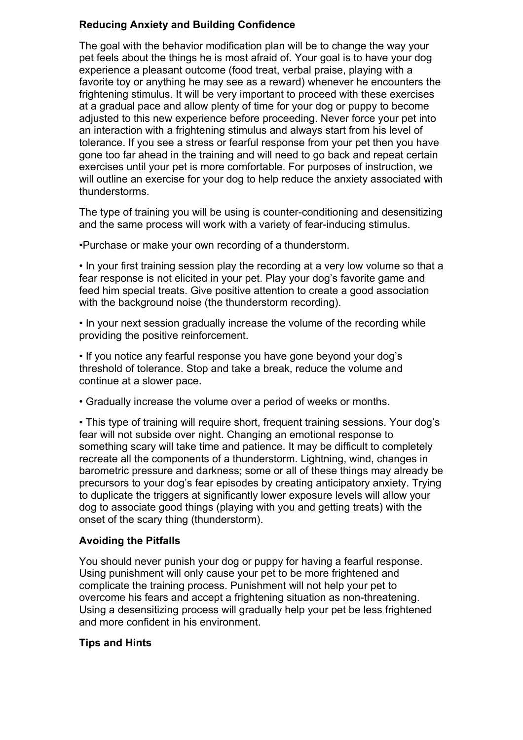**Reducing Anxiety and Building Confidence**

The goal with the behavior modification plan will be to change the way your pet feels about the things he is most afraid of. Your goal is to have your dog experience a pleasant outcome (food treat, verbal praise, playing with a favorite toy or anything he may see as a reward) whenever he encounters the frightening stimulus. It will be very important to proceed with these exercises at a gradual pace and allow plenty of time for your dog or puppy to become adjusted to this new experience before proceeding. Never force your pet into an interaction with a frightening stimulus and always start from his level of tolerance. If you see a stress or fearful response from your pet then you have gone too far ahead in the training and will need to go back and repeat certain exercises until your pet is more comfortable. For purposes of instruction, we will outline an exercise for your dog to help reduce the anxiety associated with thunderstorms.

The type of training you will be using is counter-conditioning and desensitizing and the same process will work with a variety of fear-inducing stimulus.

- Purchase or make your own recording of a thunderstorm.
- In your first training session play the recording at a very low volume so that a fear response is not elicited in your pet. Play your dog's favorite game and feed him special treats. Give positive attention to create a good association with the background noise (the thunderstorm recording).
- In your next session gradually increase the volume of the recording while providing the positive reinforcement.
- If you notice any fearful response you have gone beyond your dog's threshold of tolerance. Stop and take a break, reduce the volume and continue at a slower pace.
- Gradually increase the volume over a period of weeks or months.
- This type of training will require short, frequent training sessions. Your dog's fear will not subside over night. Changing an emotional response to something scary will take time and patience. It may be difficult to completely recreate all the components of a thunderstorm. Lightning, wind, changes in barometric pressure and darkness; some or all of these things may already be precursors to your dog's fear episodes by creating anticipatory anxiety. Trying to duplicate the triggers at significantly lower exposure levels will allow your dog to associate good things (playing with you and getting treats) with the onset of the scary thing (thunderstorm).

**Avoiding the Pitfalls**

You should never punish your dog or puppy for having a fearful response. Using punishment will only cause your pet to be more frightened and complicate the training process. Punishment will not help your pet to overcome his fears and accept a frightening situation as non-threatening. Using a desensitizing process will gradually help your pet be less frightened and more confident in his environment.

**Tips and Hints**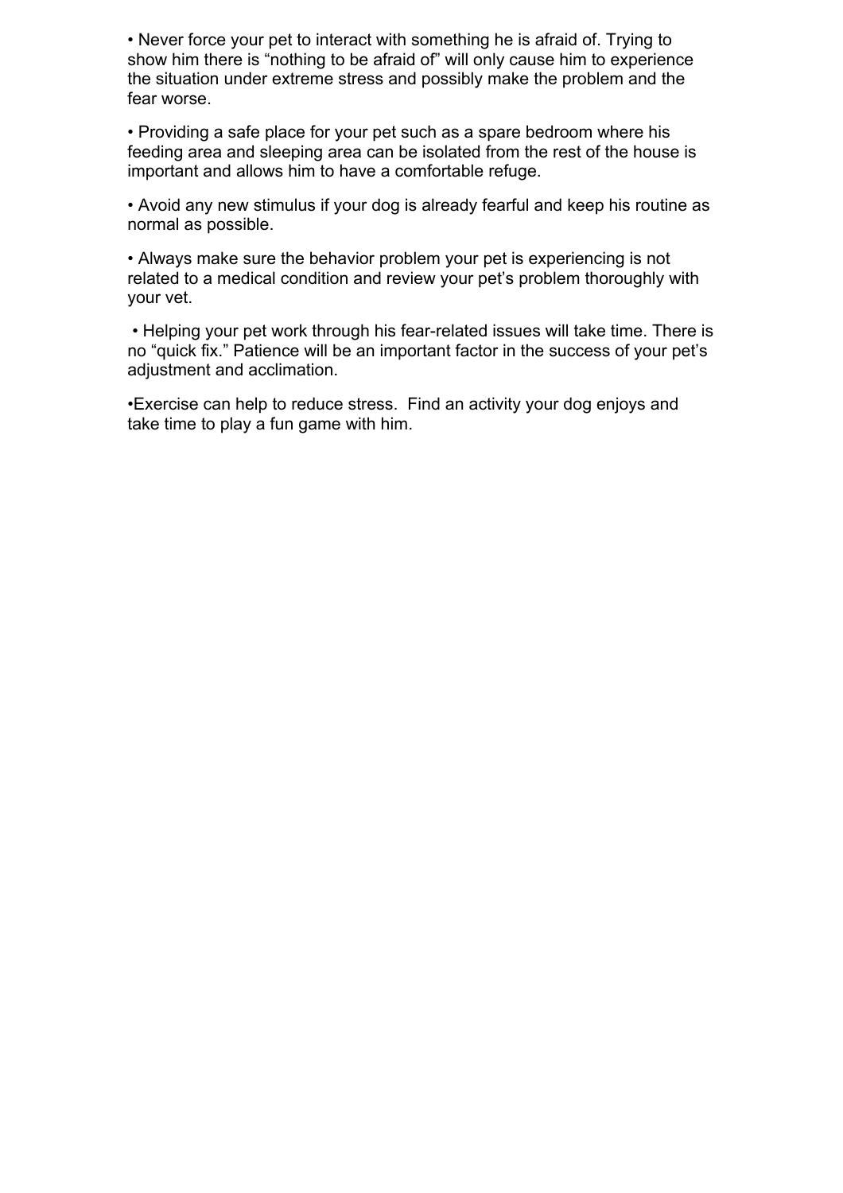- Never force your pet to interact with something he is afraid of. Trying to show him there is "nothing to be afraid of" will only cause him to experience the situation under extreme stress and possibly make the problem and the fear worse.

- Providing a safe place for your pet such as a spare bedroom where his feeding area and sleeping area can be isolated from the rest of the house is important and allows him to have a comfortable refuge.

- Avoid any new stimulus if your dog is already fearful and keep his routine as normal as possible.

- Always make sure the behavior problem your pet is experiencing is not related to a medical condition and review your pet's problem thoroughly with your vet.

- Helping your pet work through his fear-related issues will take time. There is no "quick fix." Patience will be an important factor in the success of your pet's adjustment and acclimation.

- Exercise can help to reduce stress. Find an activity your dog enjoys and take time to play a fun game with him.